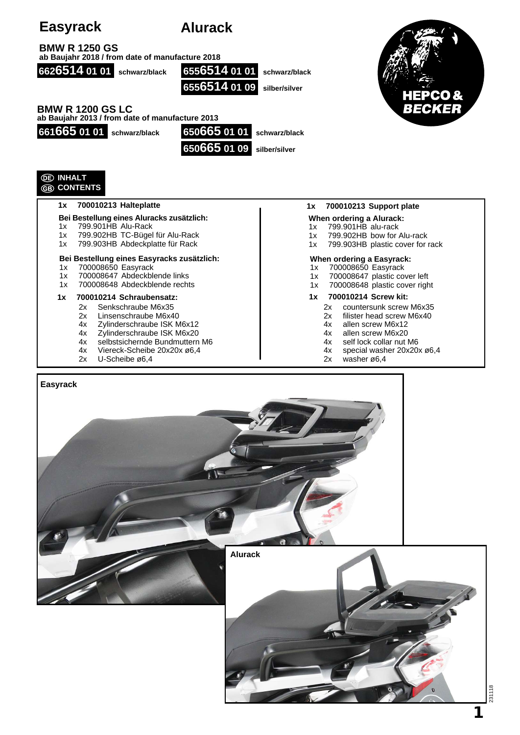# Easyrack

# Alurack

**BMW R 1250 GS**
**ab Baujahr 2018 / from date of manufacture 2018**

**6626514 01 01** schwarz/black

**6556514 01 01** schwarz/black
**6556514 01 09** silber/silver

**BMW R 1200 GS LC**
**ab Baujahr 2013 / from date of manufacture 2013**

**661665 01 01** schwarz/black

**650665 01 01** schwarz/black
**650665 01 09** silber/silver

HEPCO & BECKER

**DE INHALT**
**GB CONTENTS**

**1x 700010213 Halteplatte**

**Bei Bestellung eines Aluracks zusätzlich:**
- 1x 799.901HB Alu-Rack
- 1x 799.902HB TC-Bügel für Alu-Rack
- 1x 799.903HB Abdeckplatte für Rack

**Bei Bestellung eines Easyracks zusätzlich:**
- 1x 700008650 Easyrack
- 1x 700008647 Abdeckblende links
- 1x 700008648 Abdeckblende rechts

**1x 700010214 Schraubensatz:**
- 2x Senkschraube M6x35
- 2x Linsenschraube M6x40
- 4x Zylinderschraube ISK M6x12
- 4x Zylinderschraube ISK M6x20
- 4x selbstsichernde Bundmuttern M6
- 4x Viereck-Scheibe 20x20x ø6,4
- 2x U-Scheibe ø6,4

**1x 700010213 Support plate**

**When ordering a Alurack:**
- 1x 799.901HB alu-rack
- 1x 799.902HB bow for Alu-rack
- 1x 799.903HB plastic cover for rack

**When ordering a Easyrack:**
- 1x 700008650 Easyrack
- 1x 700008647 plastic cover left
- 1x 700008648 plastic cover right

**1x 700010214 Screw kit:**
- 2x countersunk screw M6x35
- 2x filister head screw M6x40
- 4x allen screw M6x12
- 4x allen screw M6x20
- 4x self lock collar nut M6
- 4x special washer 20x20x ø6,4
- 2x washer ø6,4

**Easyrack**

**Alurack**

231118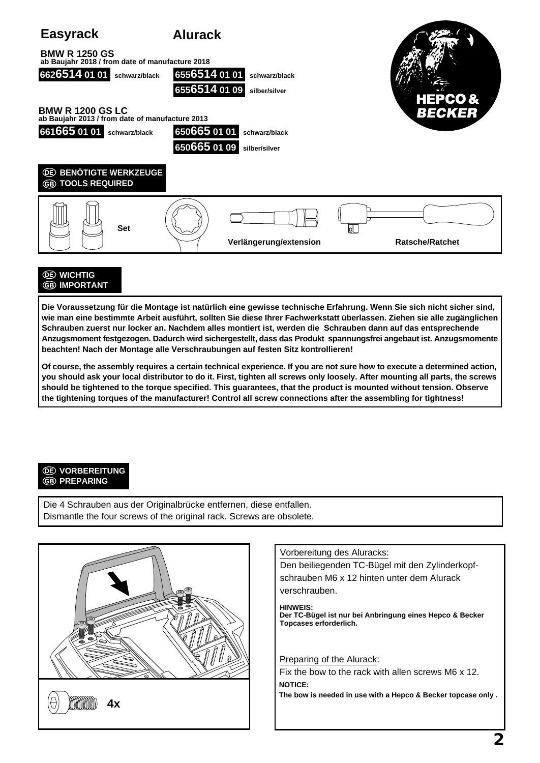# Easyrack

# Alurack

**BMW R 1250 GS**
**ab Baujahr 2018 / from date of manufacture 2018**

| Easyrack | | Alurack | |
|---|---|---|---|
| **6626514 01 01** | schwarz/black | **6556514 01 01** | schwarz/black |
| | | **6556514 01 09** | silber/silver |

**BMW R 1200 GS LC**
**ab Baujahr 2013 / from date of manufacture 2013**

| Easyrack | | Alurack | |
|---|---|---|---|
| **661665 01 01** | schwarz/black | **650665 01 01** | schwarz/black |
| | | **650665 01 09** | silber/silver |

HEPCO & BECKER

## DE BENÖTIGTE WERKZEUGE
## GB TOOLS REQUIRED

Set

Verlängerung/extension

Ratsche/Ratchet

## DE WICHTIG
## GB IMPORTANT

**Die Voraussetzung für die Montage ist natürlich eine gewisse technische Erfahrung. Wenn Sie sich nicht sicher sind, wie man eine bestimmte Arbeit ausführt, sollten Sie diese Ihrer Fachwerkstatt überlassen. Ziehen sie alle zugänglichen Schrauben zuerst nur locker an. Nachdem alles montiert ist, werden die Schrauben dann auf das entsprechende Anzugsmoment festgezogen. Dadurch wird sichergestellt, dass das Produkt spannungsfrei angebaut ist. Anzugsmomente beachten! Nach der Montage alle Verschraubungen auf festen Sitz kontrollieren!**

**Of course, the assembly requires a certain technical experience. If you are not sure how to execute a determined action, you should ask your local distributor to do it. First, tighten all screws only loosely. After mounting all parts, the screws should be tightened to the torque specified. This guarantees, that the product is mounted without tension. Observe the tightening torques of the manufacturer! Control all screw connections after the assembling for tightness!**

## DE VORBEREITUNG
## GB PREPARING

Die 4 Schrauben aus der Originalbrücke entfernen, diese entfallen.
Dismantle the four screws of the original rack. Screws are obsolete.

**4x**

Vorbereitung des Aluracks:

Den beiliegenden TC-Bügel mit den Zylinderkopfschrauben M6 x 12 hinten unter dem Alurack verschrauben.

**HINWEIS:**
**Der TC-Bügel ist nur bei Anbringung eines Hepco & Becker Topcases erforderlich.**

Preparing of the Alurack:

Fix the bow to the rack with allen screws M6 x 12.

**NOTICE:**
**The bow is needed in use with a Hepco & Becker topcase only .**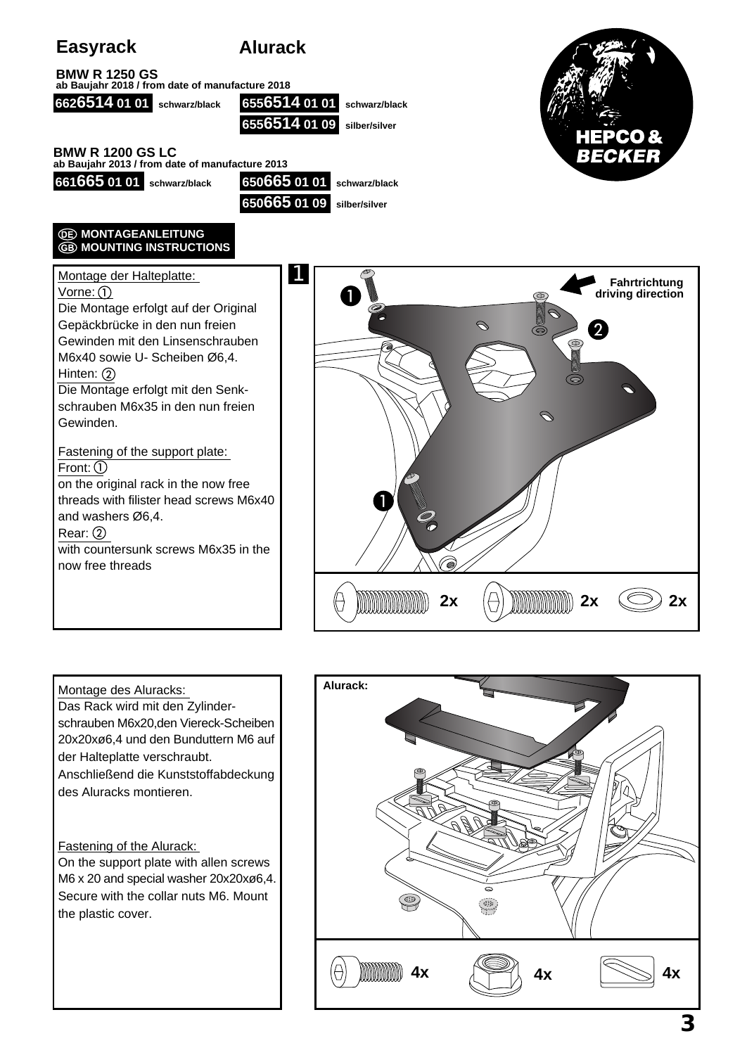# Easyrack / Alurack

## BMW R 1250 GS
**ab Baujahr 2018 / from date of manufacture 2018**

| Easyrack | | Alurack | |
|---|---|---|---|
| 6626514 01 01 | schwarz/black | 6556514 01 01 | schwarz/black |
| | | 6556514 01 09 | silber/silver |

## BMW R 1200 GS LC
**ab Baujahr 2013 / from date of manufacture 2013**

| Easyrack | | Alurack | |
|---|---|---|---|
| 661665 01 01 | schwarz/black | 650665 01 01 | schwarz/black |
| | | 650665 01 09 | silber/silver |

**(DE) MONTAGEANLEITUNG**
**(GB) MOUNTING INSTRUCTIONS**

### 1

Montage der Halteplatte:
Vorne: ①
Die Montage erfolgt auf der Original Gepäckbrücke in den nun freien Gewinden mit den Linsenschrauben M6x40 sowie U- Scheiben Ø6,4.
Hinten: ②
Die Montage erfolgt mit den Senk-schrauben M6x35 in den nun freien Gewinden.

Fastening of the support plate:
Front: ①
on the original rack in the now free threads with filister head screws M6x40 and washers Ø6,4.
Rear: ②
with countersunk screws M6x35 in the now free threads

Fahrtrichtung
driving direction

2x 2x 2x

Montage des Aluracks:
Das Rack wird mit den Zylinder-schrauben M6x20,den Viereck-Scheiben 20x20xø6,4 und den Bunduttern M6 auf der Halteplatte verschraubt.
Anschließend die Kunststoffabdeckung des Aluracks montieren.

Fastening of the Alurack:
On the support plate with allen screws M6 x 20 and special washer 20x20xø6,4. Secure with the collar nuts M6. Mount the plastic cover.

Alurack:

4x 4x 4x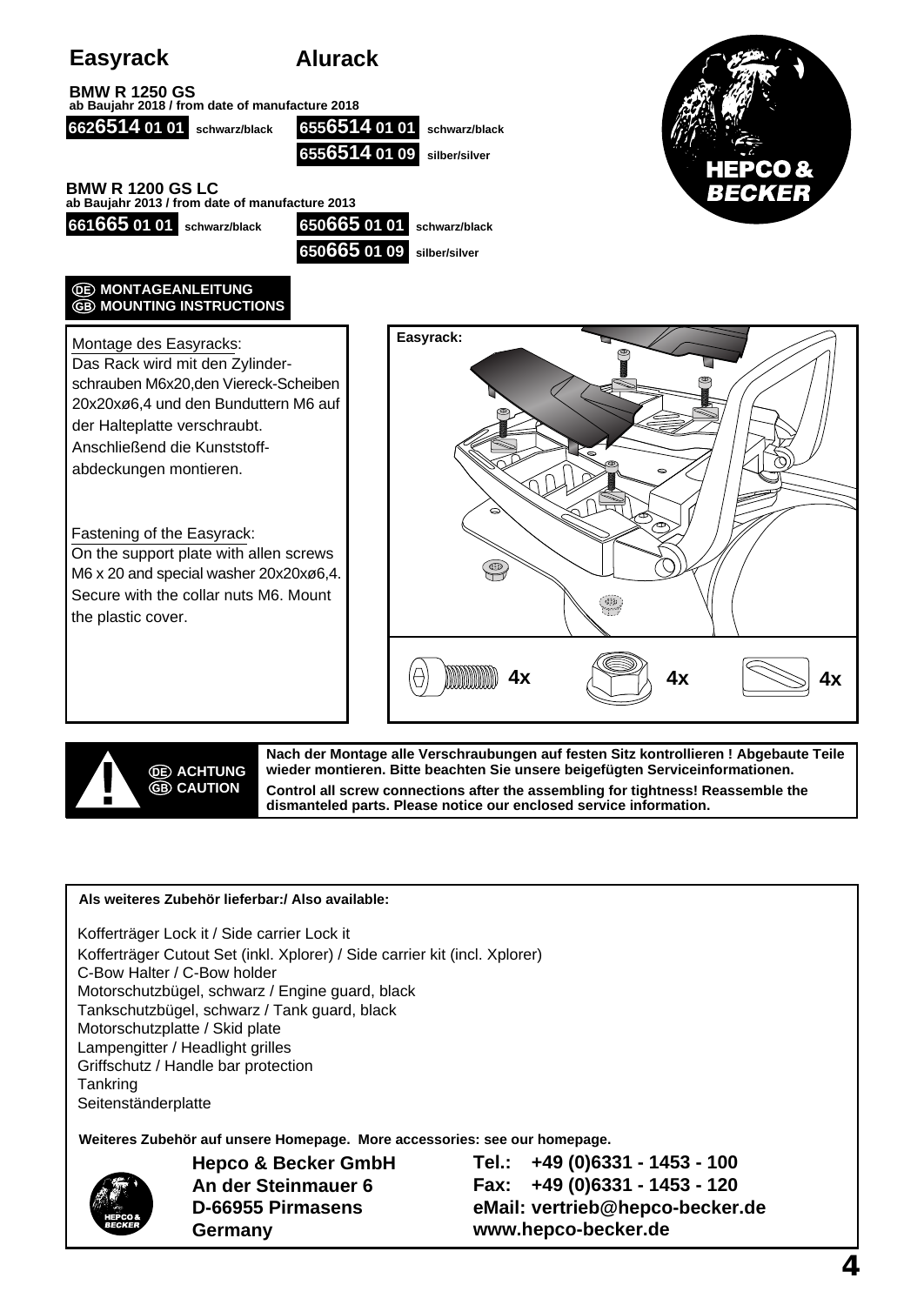# Easyrack

# Alurack

**BMW R 1250 GS**
**ab Baujahr 2018 / from date of manufacture 2018**

| Easyrack | | Alurack | |
| --- | --- | --- | --- |
| **662 6514 01 01** | schwarz/black | **655 6514 01 01** | schwarz/black |
| | | **655 6514 01 09** | silber/silver |

**BMW R 1200 GS LC**
**ab Baujahr 2013 / from date of manufacture 2013**

| Easyrack | | Alurack | |
| --- | --- | --- | --- |
| **661 665 01 01** | schwarz/black | **650 665 01 01** | schwarz/black |
| | | **650 665 01 09** | silber/silver |

**DE MONTAGEANLEITUNG**
**GB MOUNTING INSTRUCTIONS**

Montage des Easyracks:
Das Rack wird mit den Zylinderschrauben M6x20, den Viereck-Scheiben 20x20xø6,4 und den Bunduttern M6 auf der Halteplatte verschraubt.
Anschließend die Kunststoffabdeckungen montieren.

Fastening of the Easyrack:
On the support plate with allen screws M6 x 20 and special washer 20x20xø6,4.
Secure with the collar nuts M6. Mount the plastic cover.

**Easyrack:**

4x 4x 4x

**DE ACHTUNG**
**GB CAUTION**

**Nach der Montage alle Verschraubungen auf festen Sitz kontrollieren ! Abgebaute Teile wieder montieren. Bitte beachten Sie unsere beigefügten Serviceinformationen.**

**Control all screw connections after the assembling for tightness! Reassemble the dismanteled parts. Please notice our enclosed service information.**

**Als weiteres Zubehör lieferbar:/ Also available:**

Kofferträger Lock it / Side carrier Lock it
Kofferträger Cutout Set (inkl. Xplorer) / Side carrier kit (incl. Xplorer)
C-Bow Halter / C-Bow holder
Motorschutzbügel, schwarz / Engine guard, black
Tankschutzbügel, schwarz / Tank guard, black
Motorschutzplatte / Skid plate
Lampengitter / Headlight grilles
Griffschutz / Handle bar protection
Tankring
Seitenständerplatte

**Weiteres Zubehör auf unsere Homepage. More accessories: see our homepage.**

**Hepco & Becker GmbH**
**An der Steinmauer 6**
**D-66955 Pirmasens**
**Germany**

**Tel.: +49 (0)6331 - 1453 - 100**
**Fax: +49 (0)6331 - 1453 - 120**
**eMail: vertrieb@hepco-becker.de**
**www.hepco-becker.de**